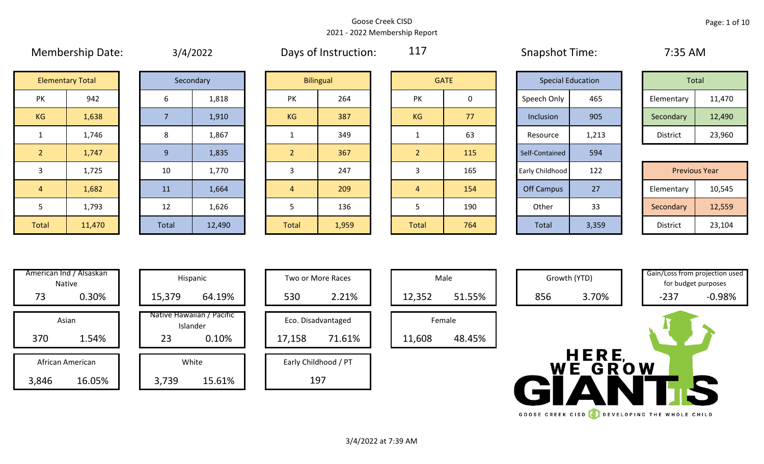Goose Creek CISD
2021 - 2022 Membership Report

Membership Date: 3/4/2022

Days of Instruction: 117

Snapshot Time: 7:35 AM

| Elementary Total | |
|---|---|
| PK | 942 |
| KG | 1,638 |
| 1 | 1,746 |
| 2 | 1,747 |
| 3 | 1,725 |
| 4 | 1,682 |
| 5 | 1,793 |
| Total | 11,470 |

| Secondary | |
|---|---|
| 6 | 1,818 |
| 7 | 1,910 |
| 8 | 1,867 |
| 9 | 1,835 |
| 10 | 1,770 |
| 11 | 1,664 |
| 12 | 1,626 |
| Total | 12,490 |

| Bilingual | |
|---|---|
| PK | 264 |
| KG | 387 |
| 1 | 349 |
| 2 | 367 |
| 3 | 247 |
| 4 | 209 |
| 5 | 136 |
| Total | 1,959 |

| GATE | |
|---|---|
| PK | 0 |
| KG | 77 |
| 1 | 63 |
| 2 | 115 |
| 3 | 165 |
| 4 | 154 |
| 5 | 190 |
| Total | 764 |

| Special Education | |
|---|---|
| Speech Only | 465 |
| Inclusion | 905 |
| Resource | 1,213 |
| Self-Contained | 594 |
| Early Childhood | 122 |
| Off Campus | 27 |
| Other | 33 |
| Total | 3,359 |

| Total | |
|---|---|
| Elementary | 11,470 |
| Secondary | 12,490 |
| District | 23,960 |

| Previous Year | |
|---|---|
| Elementary | 10,545 |
| Secondary | 12,559 |
| District | 23,104 |

| American Ind / Alsaskan Native | |
|---|---|
| 73 | 0.30% |

| Asian | |
|---|---|
| 370 | 1.54% |

| African American | |
|---|---|
| 3,846 | 16.05% |

| Hispanic | |
|---|---|
| 15,379 | 64.19% |

| Native Hawaiian / Pacific Islander | |
|---|---|
| 23 | 0.10% |

| White | |
|---|---|
| 3,739 | 15.61% |

| Two or More Races | |
|---|---|
| 530 | 2.21% |

| Eco. Disadvantaged | |
|---|---|
| 17,158 | 71.61% |

| Early Childhood / PT |
|---|
| 197 |

| Male | |
|---|---|
| 12,352 | 51.55% |

| Female | |
|---|---|
| 11,608 | 48.45% |

| Growth (YTD) | |
|---|---|
| 856 | 3.70% |

| Gain/Loss from projection used for budget purposes | |
|---|---|
| -237 | -0.98% |

HERE, WE GROW GIANTS

GOOSE CREEK CISD DEVELOPING THE WHOLE CHILD

3/4/2022 at 7:39 AM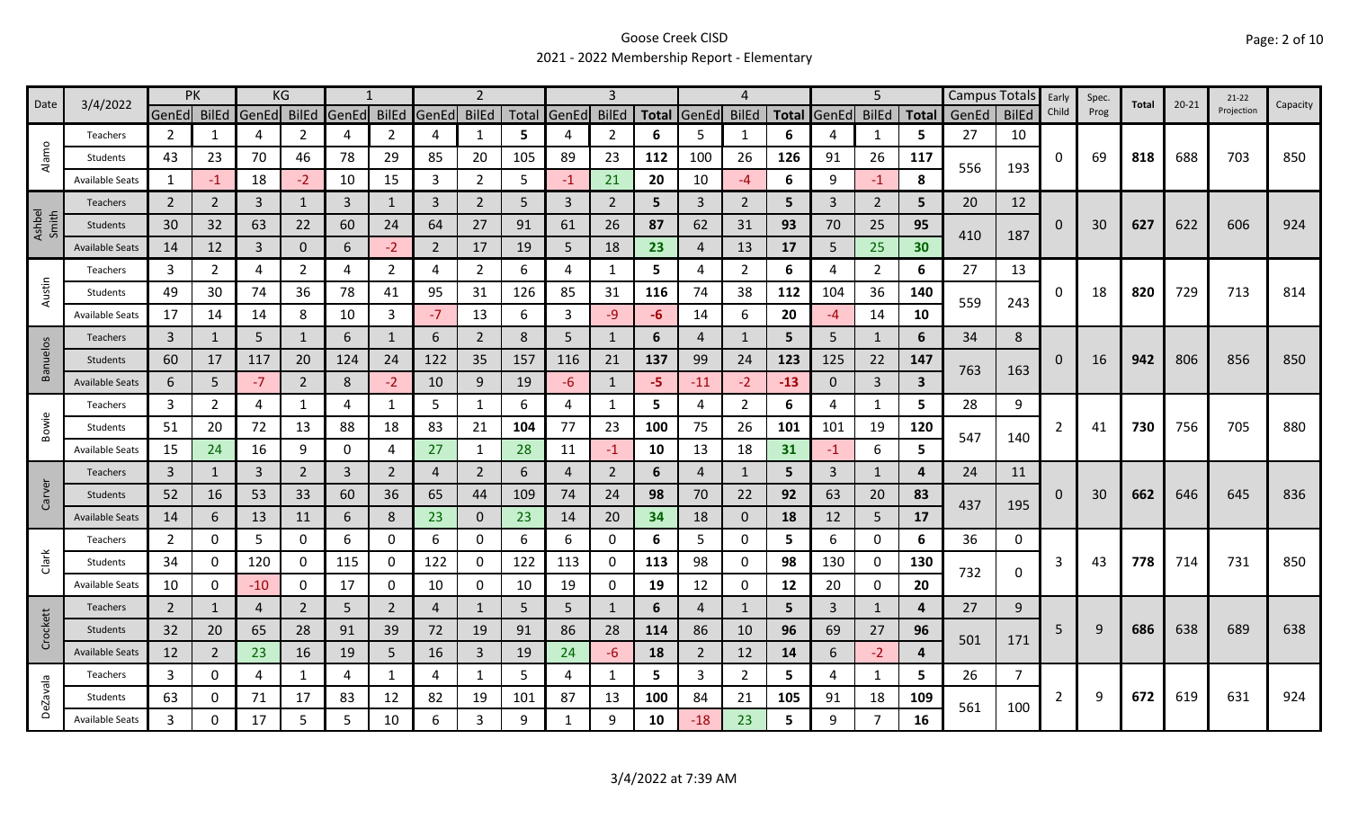# Goose Creek CISD

## 2021 - 2022 Membership Report - Elementary

| Date | 3/4/2022 | PK | | KG | | 1 | | 2 | | | 3 | | | 4 | | | 5 | | | Campus Totals | | Early Child | Spec. Prog | Total | 20-21 | 21-22 Projection | Capacity |
|---|---|---|---|---|---|---|---|---|---|---|---|---|---|---|---|---|---|---|---|---|---|---|---|---|---|---|---|
| | | GenEd | BilEd | GenEd | BilEd | GenEd | BilEd | GenEd | BilEd | Total | GenEd | BilEd | Total | GenEd | BilEd | Total | GenEd | BilEd | Total | GenEd | BilEd | | | | | | |
| Alamo | Teachers | 2 | 1 | 4 | 2 | 4 | 2 | 4 | 1 | 5 | 4 | 2 | 6 | 5 | 1 | 6 | 4 | 1 | 5 | 27 | 10 | 0 | 69 | 818 | 688 | 703 | 850 |
| | Students | 43 | 23 | 70 | 46 | 78 | 29 | 85 | 20 | 105 | 89 | 23 | 112 | 100 | 26 | 126 | 91 | 26 | 117 | 556 | 193 | | | | | | |
| | Available Seats | 1 | -1 | 18 | -2 | 10 | 15 | 3 | 2 | 5 | -1 | 21 | 20 | 10 | -4 | 6 | 9 | -1 | 8 | | | | | | | | |
| Ashbel Smith | Teachers | 2 | 2 | 3 | 1 | 3 | 1 | 3 | 2 | 5 | 3 | 2 | 5 | 3 | 2 | 5 | 3 | 2 | 5 | 20 | 12 | 0 | 30 | 627 | 622 | 606 | 924 |
| | Students | 30 | 32 | 63 | 22 | 60 | 24 | 64 | 27 | 91 | 61 | 26 | 87 | 62 | 31 | 93 | 70 | 25 | 95 | 410 | 187 | | | | | | |
| | Available Seats | 14 | 12 | 3 | 0 | 6 | -2 | 2 | 17 | 19 | 5 | 18 | 23 | 4 | 13 | 17 | 5 | 25 | 30 | | | | | | | | |
| Austin | Teachers | 3 | 2 | 4 | 2 | 4 | 2 | 4 | 2 | 6 | 4 | 1 | 5 | 4 | 2 | 6 | 4 | 2 | 6 | 27 | 13 | 0 | 18 | 820 | 729 | 713 | 814 |
| | Students | 49 | 30 | 74 | 36 | 78 | 41 | 95 | 31 | 126 | 85 | 31 | 116 | 74 | 38 | 112 | 104 | 36 | 140 | 559 | 243 | | | | | | |
| | Available Seats | 17 | 14 | 14 | 8 | 10 | 3 | -7 | 13 | 6 | 3 | -9 | -6 | 14 | 6 | 20 | -4 | 14 | 10 | | | | | | | | |
| Banuelos | Teachers | 3 | 1 | 5 | 1 | 6 | 1 | 6 | 2 | 8 | 5 | 1 | 6 | 4 | 1 | 5 | 5 | 1 | 6 | 34 | 8 | 0 | 16 | 942 | 806 | 856 | 850 |
| | Students | 60 | 17 | 117 | 20 | 124 | 24 | 122 | 35 | 157 | 116 | 21 | 137 | 99 | 24 | 123 | 125 | 22 | 147 | 763 | 163 | | | | | | |
| | Available Seats | 6 | 5 | -7 | 2 | 8 | -2 | 10 | 9 | 19 | -6 | 1 | -5 | -11 | -2 | -13 | 0 | 3 | 3 | | | | | | | | |
| Bowie | Teachers | 3 | 2 | 4 | 1 | 4 | 1 | 5 | 1 | 6 | 4 | 1 | 5 | 4 | 2 | 6 | 4 | 1 | 5 | 28 | 9 | 2 | 41 | 730 | 756 | 705 | 880 |
| | Students | 51 | 20 | 72 | 13 | 88 | 18 | 83 | 21 | 104 | 77 | 23 | 100 | 75 | 26 | 101 | 101 | 19 | 120 | 547 | 140 | | | | | | |
| | Available Seats | 15 | 24 | 16 | 9 | 0 | 4 | 27 | 1 | 28 | 11 | -1 | 10 | 13 | 18 | 31 | -1 | 6 | 5 | | | | | | | | |
| Carver | Teachers | 3 | 1 | 3 | 2 | 3 | 2 | 4 | 2 | 6 | 4 | 2 | 6 | 4 | 1 | 5 | 3 | 1 | 4 | 24 | 11 | 0 | 30 | 662 | 646 | 645 | 836 |
| | Students | 52 | 16 | 53 | 33 | 60 | 36 | 65 | 44 | 109 | 74 | 24 | 98 | 70 | 22 | 92 | 63 | 20 | 83 | 437 | 195 | | | | | | |
| | Available Seats | 14 | 6 | 13 | 11 | 6 | 8 | 23 | 0 | 23 | 14 | 20 | 34 | 18 | 0 | 18 | 12 | 5 | 17 | | | | | | | | |
| Clark | Teachers | 2 | 0 | 5 | 0 | 6 | 0 | 6 | 0 | 6 | 6 | 0 | 6 | 5 | 0 | 5 | 6 | 0 | 6 | 36 | 0 | 3 | 43 | 778 | 714 | 731 | 850 |
| | Students | 34 | 0 | 120 | 0 | 115 | 0 | 122 | 0 | 122 | 113 | 0 | 113 | 98 | 0 | 98 | 130 | 0 | 130 | 732 | 0 | | | | | | |
| | Available Seats | 10 | 0 | -10 | 0 | 17 | 0 | 10 | 0 | 10 | 19 | 0 | 19 | 12 | 0 | 12 | 20 | 0 | 20 | | | | | | | | |
| Crockett | Teachers | 2 | 1 | 4 | 2 | 5 | 2 | 4 | 1 | 5 | 5 | 1 | 6 | 4 | 1 | 5 | 3 | 1 | 4 | 27 | 9 | 5 | 9 | 686 | 638 | 689 | 638 |
| | Students | 32 | 20 | 65 | 28 | 91 | 39 | 72 | 19 | 91 | 86 | 28 | 114 | 86 | 10 | 96 | 69 | 27 | 96 | 501 | 171 | | | | | | |
| | Available Seats | 12 | 2 | 23 | 16 | 19 | 5 | 16 | 3 | 19 | 24 | -6 | 18 | 2 | 12 | 14 | 6 | -2 | 4 | | | | | | | | |
| DeZavala | Teachers | 3 | 0 | 4 | 1 | 4 | 1 | 4 | 1 | 5 | 4 | 1 | 5 | 3 | 2 | 5 | 4 | 1 | 5 | 26 | 7 | 2 | 9 | 672 | 619 | 631 | 924 |
| | Students | 63 | 0 | 71 | 17 | 83 | 12 | 82 | 19 | 101 | 87 | 13 | 100 | 84 | 21 | 105 | 91 | 18 | 109 | 561 | 100 | | | | | | |
| | Available Seats | 3 | 0 | 17 | 5 | 5 | 10 | 6 | 3 | 9 | 1 | 9 | 10 | -18 | 23 | 5 | 9 | 7 | 16 | | | | | | | | |

3/4/2022 at 7:39 AM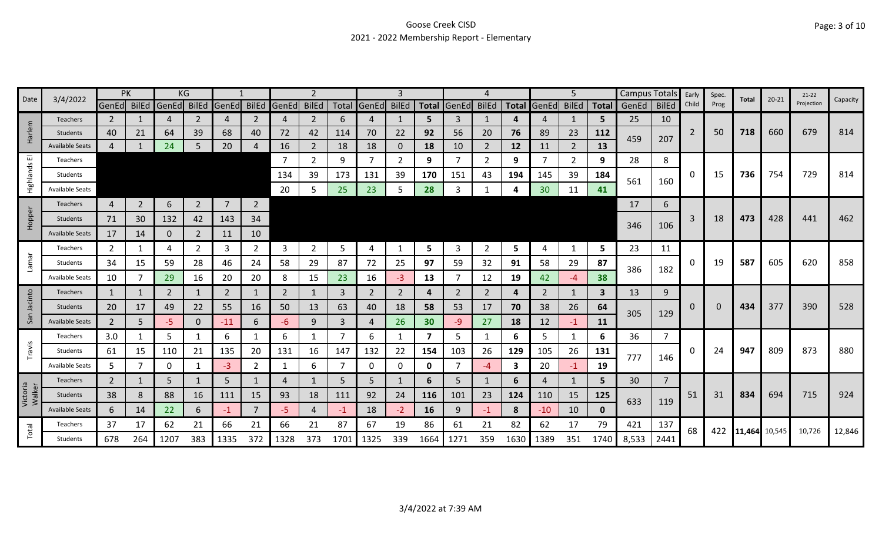# Goose Creek CISD
## 2021 - 2022 Membership Report - Elementary

| Date | 3/4/2022 | PK | | KG | | 1 | | 2 | | | 3 | | | 4 | | | 5 | | | Campus Totals | | Early Child | Spec. Prog | Total | 20-21 | 21-22 Projection | Capacity |
|---|---|---|---|---|---|---|---|---|---|---|---|---|---|---|---|---|---|---|---|---|---|---|---|---|---|---|---|
| | | GenEd | BilEd | GenEd | BilEd | GenEd | BilEd | GenEd | BilEd | Total | GenEd | BilEd | Total | GenEd | BilEd | Total | GenEd | BilEd | Total | GenEd | BilEd | | | | | | |
| Harlem | Teachers | 2 | 1 | 4 | 2 | 4 | 2 | 4 | 2 | 6 | 4 | 1 | 5 | 3 | 1 | 4 | 4 | 1 | 5 | 25 | 10 | 2 | 50 | 718 | 660 | 679 | 814 |
| | Students | 40 | 21 | 64 | 39 | 68 | 40 | 72 | 42 | 114 | 70 | 22 | 92 | 56 | 20 | 76 | 89 | 23 | 112 | 459 | 207 | | | | | | |
| | Available Seats | 4 | 1 | 24 | 5 | 20 | 4 | 16 | 2 | 18 | 18 | 0 | 18 | 10 | 2 | 12 | 11 | 2 | 13 | | | | | | | | |
| Highlands El | Teachers | | | | | | | 7 | 2 | 9 | 7 | 2 | 9 | 7 | 2 | 9 | 7 | 2 | 9 | 28 | 8 | 0 | 15 | 736 | 754 | 729 | 814 |
| | Students | | | | | | | 134 | 39 | 173 | 131 | 39 | 170 | 151 | 43 | 194 | 145 | 39 | 184 | 561 | 160 | | | | | | |
| | Available Seats | | | | | | | 20 | 5 | 25 | 23 | 5 | 28 | 3 | 1 | 4 | 30 | 11 | 41 | | | | | | | | |
| Hopper | Teachers | 4 | 2 | 6 | 2 | 7 | 2 | | | | | | | | | | | | | 17 | 6 | 3 | 18 | 473 | 428 | 441 | 462 |
| | Students | 71 | 30 | 132 | 42 | 143 | 34 | | | | | | | | | | | | | 346 | 106 | | | | | | |
| | Available Seats | 17 | 14 | 0 | 2 | 11 | 10 | | | | | | | | | | | | | | | | | | | | |
| Lamar | Teachers | 2 | 1 | 4 | 2 | 3 | 2 | 3 | 2 | 5 | 4 | 1 | 5 | 3 | 2 | 5 | 4 | 1 | 5 | 23 | 11 | 0 | 19 | 587 | 605 | 620 | 858 |
| | Students | 34 | 15 | 59 | 28 | 46 | 24 | 58 | 29 | 87 | 72 | 25 | 97 | 59 | 32 | 91 | 58 | 29 | 87 | 386 | 182 | | | | | | |
| | Available Seats | 10 | 7 | 29 | 16 | 20 | 20 | 8 | 15 | 23 | 16 | -3 | 13 | 7 | 12 | 19 | 42 | -4 | 38 | | | | | | | | |
| San Jacinto | Teachers | 1 | 1 | 2 | 1 | 2 | 1 | 2 | 1 | 3 | 2 | 2 | 4 | 2 | 2 | 4 | 2 | 1 | 3 | 13 | 9 | 0 | 0 | 434 | 377 | 390 | 528 |
| | Students | 20 | 17 | 49 | 22 | 55 | 16 | 50 | 13 | 63 | 40 | 18 | 58 | 53 | 17 | 70 | 38 | 26 | 64 | 305 | 129 | | | | | | |
| | Available Seats | 2 | 5 | -5 | 0 | -11 | 6 | -6 | 9 | 3 | 4 | 26 | 30 | -9 | 27 | 18 | 12 | -1 | 11 | | | | | | | | |
| Travis | Teachers | 3.0 | 1 | 5 | 1 | 6 | 1 | 6 | 1 | 7 | 6 | 1 | 7 | 5 | 1 | 6 | 5 | 1 | 6 | 36 | 7 | 0 | 24 | 947 | 809 | 873 | 880 |
| | Students | 61 | 15 | 110 | 21 | 135 | 20 | 131 | 16 | 147 | 132 | 22 | 154 | 103 | 26 | 129 | 105 | 26 | 131 | 777 | 146 | | | | | | |
| | Available Seats | 5 | 7 | 0 | 1 | -3 | 2 | 1 | 6 | 7 | 0 | 0 | 0 | 7 | -4 | 3 | 20 | -1 | 19 | | | | | | | | |
| Victoria Walker | Teachers | 2 | 1 | 5 | 1 | 5 | 1 | 4 | 1 | 5 | 5 | 1 | 6 | 5 | 1 | 6 | 4 | 1 | 5 | 30 | 7 | 51 | 31 | 834 | 694 | 715 | 924 |
| | Students | 38 | 8 | 88 | 16 | 111 | 15 | 93 | 18 | 111 | 92 | 24 | 116 | 101 | 23 | 124 | 110 | 15 | 125 | 633 | 119 | | | | | | |
| | Available Seats | 6 | 14 | 22 | 6 | -1 | 7 | -5 | 4 | -1 | 18 | -2 | 16 | 9 | -1 | 8 | -10 | 10 | 0 | | | | | | | | |
| Total | Teachers | 37 | 17 | 62 | 21 | 66 | 21 | 66 | 21 | 87 | 67 | 19 | 86 | 61 | 21 | 82 | 62 | 17 | 79 | 421 | 137 | 68 | 422 | 11,464 | 10,545 | 10,726 | 12,846 |
| | Students | 678 | 264 | 1207 | 383 | 1335 | 372 | 1328 | 373 | 1701 | 1325 | 339 | 1664 | 1271 | 359 | 1630 | 1389 | 351 | 1740 | 8,533 | 2441 | | | | | | |

3/4/2022 at 7:39 AM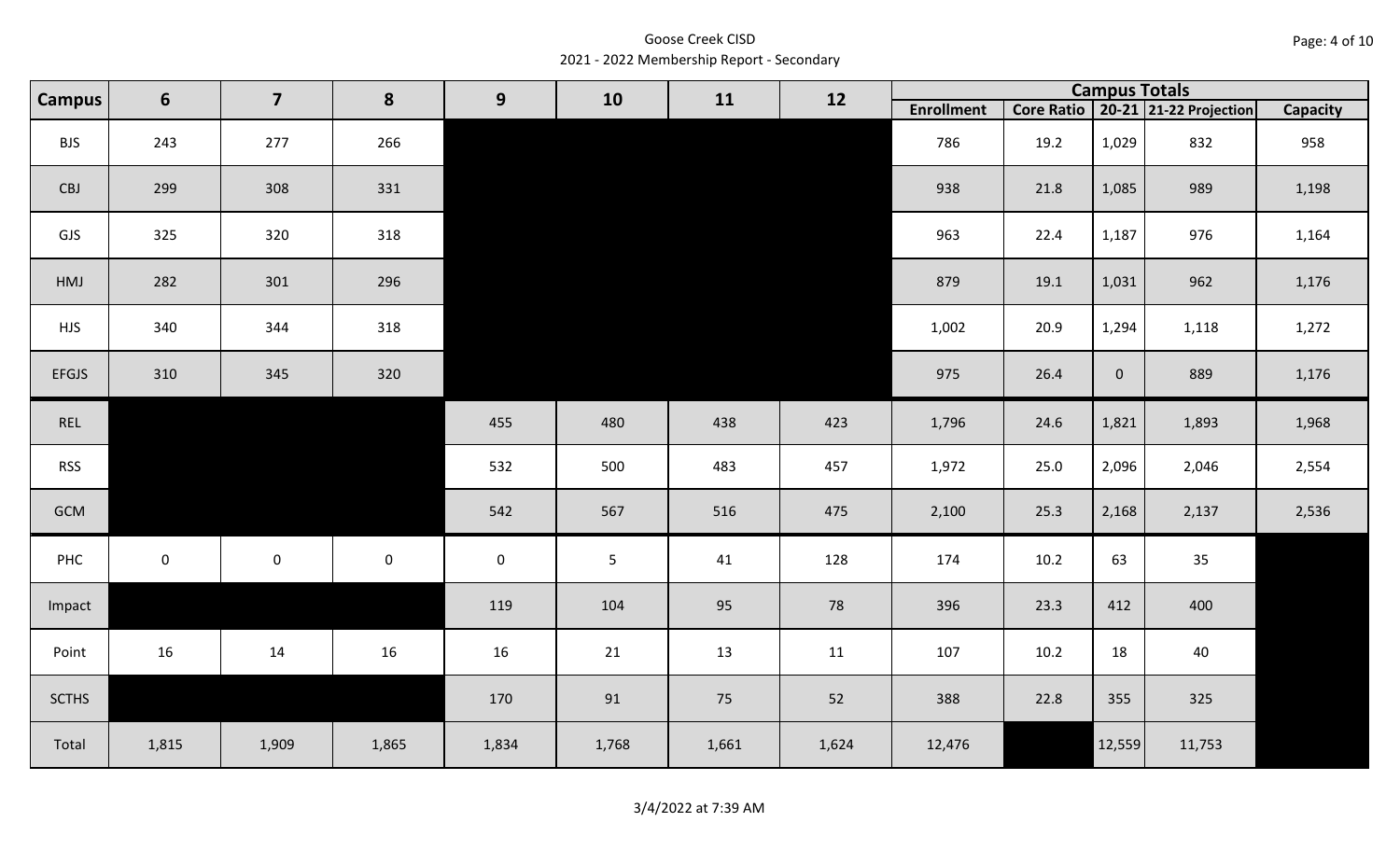Goose Creek CISD
2021 - 2022 Membership Report - Secondary

| Campus | 6 | 7 | 8 | 9 | 10 | 11 | 12 | Campus Totals | | | | |
|---|---|---|---|---|---|---|---|---|---|---|---|---|
| | | | | | | | | Enrollment | Core Ratio | 20-21 | 21-22 Projection | Capacity |
| BJS | 243 | 277 | 266 | | | | | 786 | 19.2 | 1,029 | 832 | 958 |
| CBJ | 299 | 308 | 331 | | | | | 938 | 21.8 | 1,085 | 989 | 1,198 |
| GJS | 325 | 320 | 318 | | | | | 963 | 22.4 | 1,187 | 976 | 1,164 |
| HMJ | 282 | 301 | 296 | | | | | 879 | 19.1 | 1,031 | 962 | 1,176 |
| HJS | 340 | 344 | 318 | | | | | 1,002 | 20.9 | 1,294 | 1,118 | 1,272 |
| EFGJS | 310 | 345 | 320 | | | | | 975 | 26.4 | 0 | 889 | 1,176 |
| REL | | | | 455 | 480 | 438 | 423 | 1,796 | 24.6 | 1,821 | 1,893 | 1,968 |
| RSS | | | | 532 | 500 | 483 | 457 | 1,972 | 25.0 | 2,096 | 2,046 | 2,554 |
| GCM | | | | 542 | 567 | 516 | 475 | 2,100 | 25.3 | 2,168 | 2,137 | 2,536 |
| PHC | 0 | 0 | 0 | 0 | 5 | 41 | 128 | 174 | 10.2 | 63 | 35 | |
| Impact | | | | 119 | 104 | 95 | 78 | 396 | 23.3 | 412 | 400 | |
| Point | 16 | 14 | 16 | 16 | 21 | 13 | 11 | 107 | 10.2 | 18 | 40 | |
| SCTHS | | | | 170 | 91 | 75 | 52 | 388 | 22.8 | 355 | 325 | |
| Total | 1,815 | 1,909 | 1,865 | 1,834 | 1,768 | 1,661 | 1,624 | 12,476 | | 12,559 | 11,753 | |

3/4/2022 at 7:39 AM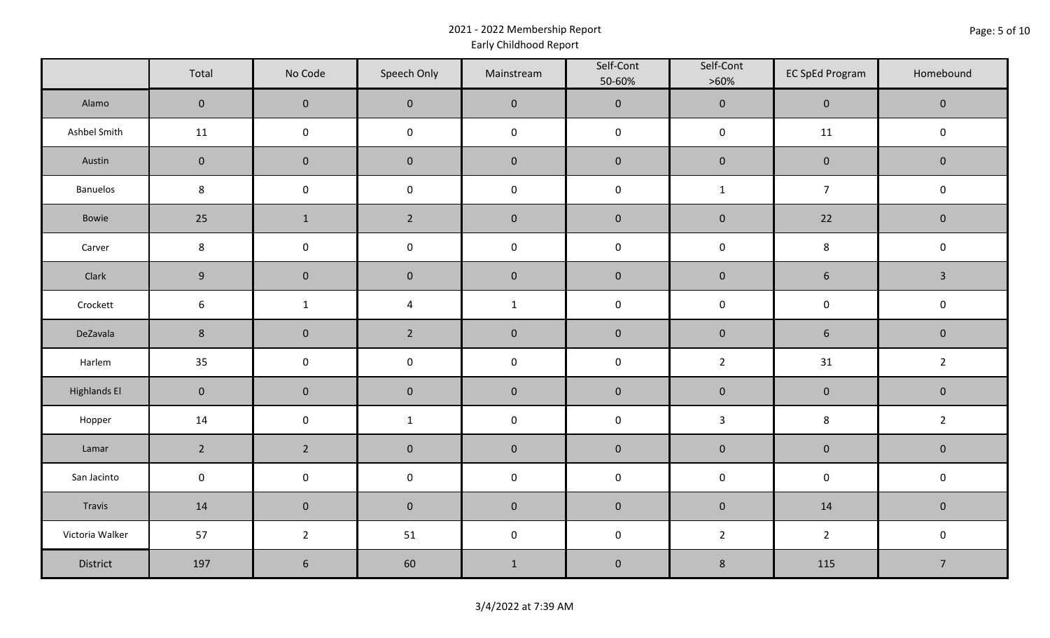# 2021 - 2022 Membership Report

## Early Childhood Report

| | Total | No Code | Speech Only | Mainstream | Self-Cont 50-60% | Self-Cont >60% | EC SpEd Program | Homebound |
|---|---|---|---|---|---|---|---|---|
| Alamo | 0 | 0 | 0 | 0 | 0 | 0 | 0 | 0 |
| Ashbel Smith | 11 | 0 | 0 | 0 | 0 | 0 | 11 | 0 |
| Austin | 0 | 0 | 0 | 0 | 0 | 0 | 0 | 0 |
| Banuelos | 8 | 0 | 0 | 0 | 0 | 1 | 7 | 0 |
| Bowie | 25 | 1 | 2 | 0 | 0 | 0 | 22 | 0 |
| Carver | 8 | 0 | 0 | 0 | 0 | 0 | 8 | 0 |
| Clark | 9 | 0 | 0 | 0 | 0 | 0 | 6 | 3 |
| Crockett | 6 | 1 | 4 | 1 | 0 | 0 | 0 | 0 |
| DeZavala | 8 | 0 | 2 | 0 | 0 | 0 | 6 | 0 |
| Harlem | 35 | 0 | 0 | 0 | 0 | 2 | 31 | 2 |
| Highlands El | 0 | 0 | 0 | 0 | 0 | 0 | 0 | 0 |
| Hopper | 14 | 0 | 1 | 0 | 0 | 3 | 8 | 2 |
| Lamar | 2 | 2 | 0 | 0 | 0 | 0 | 0 | 0 |
| San Jacinto | 0 | 0 | 0 | 0 | 0 | 0 | 0 | 0 |
| Travis | 14 | 0 | 0 | 0 | 0 | 0 | 14 | 0 |
| Victoria Walker | 57 | 2 | 51 | 0 | 0 | 2 | 2 | 0 |
| District | 197 | 6 | 60 | 1 | 0 | 8 | 115 | 7 |

3/4/2022 at 7:39 AM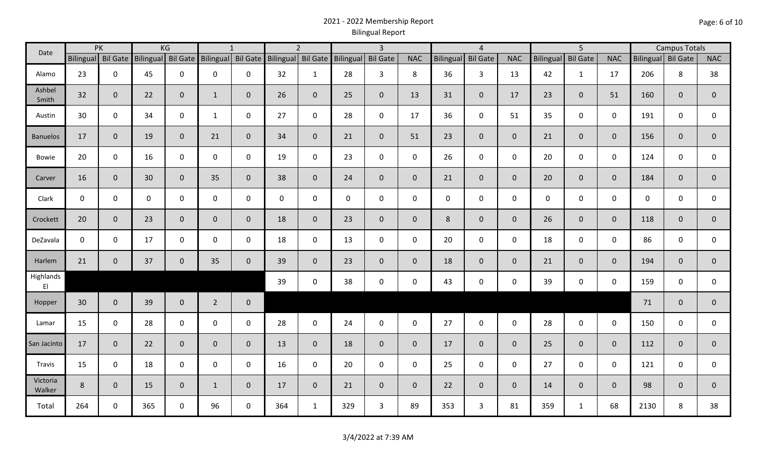# 2021 - 2022 Membership Report

## Bilingual Report

| Date | PK | | KG | | 1 | | 2 | | 3 | | | 4 | | | 5 | | | Campus Totals | | |
|---|---|---|---|---|---|---|---|---|---|---|---|---|---|---|---|---|---|---|---|---|
| | Bilingual | Bil Gate | Bilingual | Bil Gate | Bilingual | Bil Gate | Bilingual | Bil Gate | Bilingual | Bil Gate | NAC | Bilingual | Bil Gate | NAC | Bilingual | Bil Gate | NAC | Bilingual | Bil Gate | NAC |
| Alamo | 23 | 0 | 45 | 0 | 0 | 0 | 32 | 1 | 28 | 3 | 8 | 36 | 3 | 13 | 42 | 1 | 17 | 206 | 8 | 38 |
| Ashbel Smith | 32 | 0 | 22 | 0 | 1 | 0 | 26 | 0 | 25 | 0 | 13 | 31 | 0 | 17 | 23 | 0 | 51 | 160 | 0 | 0 |
| Austin | 30 | 0 | 34 | 0 | 1 | 0 | 27 | 0 | 28 | 0 | 17 | 36 | 0 | 51 | 35 | 0 | 0 | 191 | 0 | 0 |
| Banuelos | 17 | 0 | 19 | 0 | 21 | 0 | 34 | 0 | 21 | 0 | 51 | 23 | 0 | 0 | 21 | 0 | 0 | 156 | 0 | 0 |
| Bowie | 20 | 0 | 16 | 0 | 0 | 0 | 19 | 0 | 23 | 0 | 0 | 26 | 0 | 0 | 20 | 0 | 0 | 124 | 0 | 0 |
| Carver | 16 | 0 | 30 | 0 | 35 | 0 | 38 | 0 | 24 | 0 | 0 | 21 | 0 | 0 | 20 | 0 | 0 | 184 | 0 | 0 |
| Clark | 0 | 0 | 0 | 0 | 0 | 0 | 0 | 0 | 0 | 0 | 0 | 0 | 0 | 0 | 0 | 0 | 0 | 0 | 0 | 0 |
| Crockett | 20 | 0 | 23 | 0 | 0 | 0 | 18 | 0 | 23 | 0 | 0 | 8 | 0 | 0 | 26 | 0 | 0 | 118 | 0 | 0 |
| DeZavala | 0 | 0 | 17 | 0 | 0 | 0 | 18 | 0 | 13 | 0 | 0 | 20 | 0 | 0 | 18 | 0 | 0 | 86 | 0 | 0 |
| Harlem | 21 | 0 | 37 | 0 | 35 | 0 | 39 | 0 | 23 | 0 | 0 | 18 | 0 | 0 | 21 | 0 | 0 | 194 | 0 | 0 |
| Highlands El | | | | | | | 39 | 0 | 38 | 0 | 0 | 43 | 0 | 0 | 39 | 0 | 0 | 159 | 0 | 0 |
| Hopper | 30 | 0 | 39 | 0 | 2 | 0 | | | | | | | | | | | | 71 | 0 | 0 |
| Lamar | 15 | 0 | 28 | 0 | 0 | 0 | 28 | 0 | 24 | 0 | 0 | 27 | 0 | 0 | 28 | 0 | 0 | 150 | 0 | 0 |
| San Jacinto | 17 | 0 | 22 | 0 | 0 | 0 | 13 | 0 | 18 | 0 | 0 | 17 | 0 | 0 | 25 | 0 | 0 | 112 | 0 | 0 |
| Travis | 15 | 0 | 18 | 0 | 0 | 0 | 16 | 0 | 20 | 0 | 0 | 25 | 0 | 0 | 27 | 0 | 0 | 121 | 0 | 0 |
| Victoria Walker | 8 | 0 | 15 | 0 | 1 | 0 | 17 | 0 | 21 | 0 | 0 | 22 | 0 | 0 | 14 | 0 | 0 | 98 | 0 | 0 |
| Total | 264 | 0 | 365 | 0 | 96 | 0 | 364 | 1 | 329 | 3 | 89 | 353 | 3 | 81 | 359 | 1 | 68 | 2130 | 8 | 38 |

3/4/2022 at 7:39 AM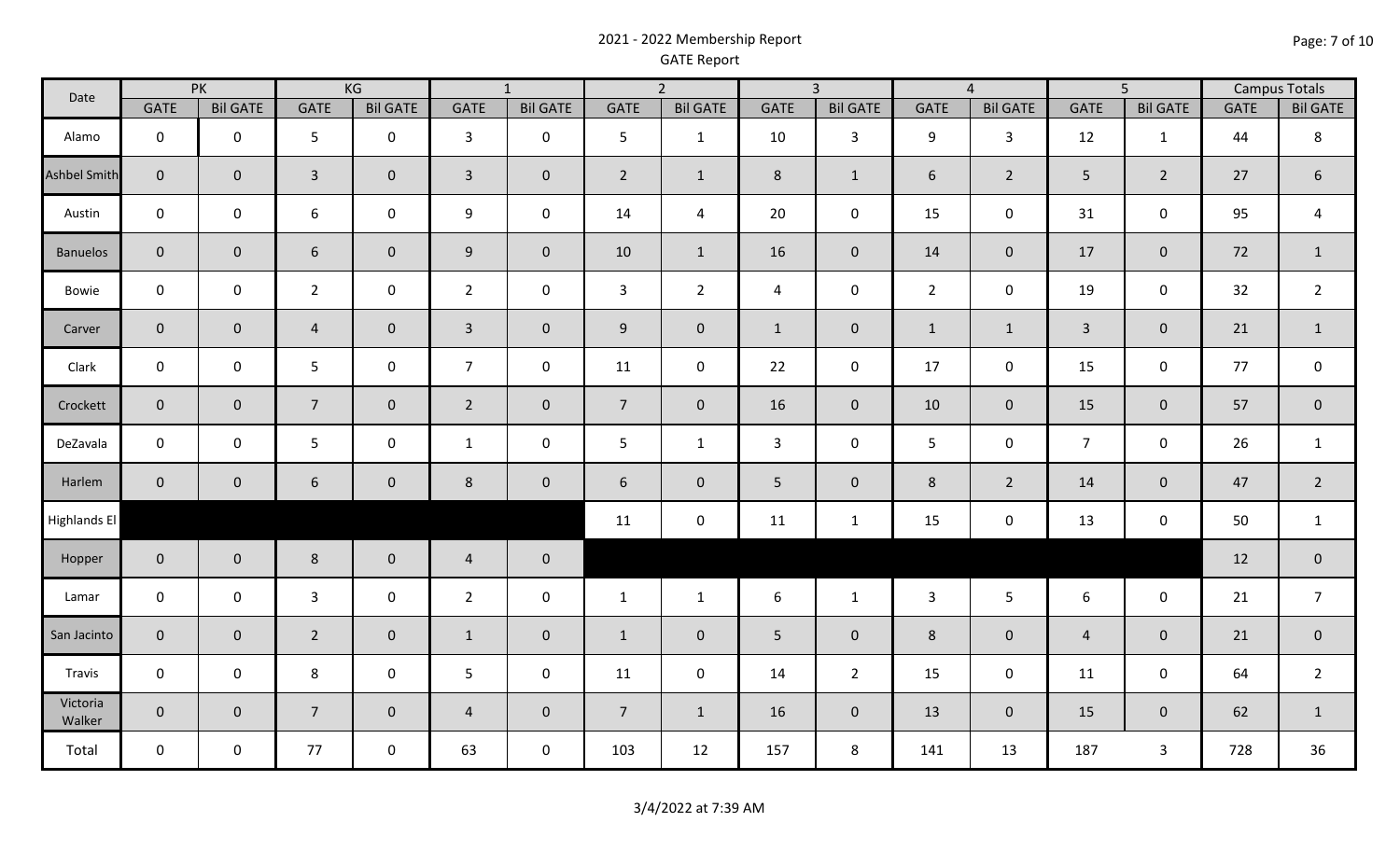# 2021 - 2022 Membership Report

GATE Report

| Date | PK | | KG | | 1 | | 2 | | 3 | | 4 | | 5 | | Campus Totals | |
|---|---|---|---|---|---|---|---|---|---|---|---|---|---|---|---|---|
| | GATE | Bil GATE | GATE | Bil GATE | GATE | Bil GATE | GATE | Bil GATE | GATE | Bil GATE | GATE | Bil GATE | GATE | Bil GATE | GATE | Bil GATE |
| Alamo | 0 | 0 | 5 | 0 | 3 | 0 | 5 | 1 | 10 | 3 | 9 | 3 | 12 | 1 | 44 | 8 |
| Ashbel Smith | 0 | 0 | 3 | 0 | 3 | 0 | 2 | 1 | 8 | 1 | 6 | 2 | 5 | 2 | 27 | 6 |
| Austin | 0 | 0 | 6 | 0 | 9 | 0 | 14 | 4 | 20 | 0 | 15 | 0 | 31 | 0 | 95 | 4 |
| Banuelos | 0 | 0 | 6 | 0 | 9 | 0 | 10 | 1 | 16 | 0 | 14 | 0 | 17 | 0 | 72 | 1 |
| Bowie | 0 | 0 | 2 | 0 | 2 | 0 | 3 | 2 | 4 | 0 | 2 | 0 | 19 | 0 | 32 | 2 |
| Carver | 0 | 0 | 4 | 0 | 3 | 0 | 9 | 0 | 1 | 0 | 1 | 1 | 3 | 0 | 21 | 1 |
| Clark | 0 | 0 | 5 | 0 | 7 | 0 | 11 | 0 | 22 | 0 | 17 | 0 | 15 | 0 | 77 | 0 |
| Crockett | 0 | 0 | 7 | 0 | 2 | 0 | 7 | 0 | 16 | 0 | 10 | 0 | 15 | 0 | 57 | 0 |
| DeZavala | 0 | 0 | 5 | 0 | 1 | 0 | 5 | 1 | 3 | 0 | 5 | 0 | 7 | 0 | 26 | 1 |
| Harlem | 0 | 0 | 6 | 0 | 8 | 0 | 6 | 0 | 5 | 0 | 8 | 2 | 14 | 0 | 47 | 2 |
| Highlands El | | | | | | | 11 | 0 | 11 | 1 | 15 | 0 | 13 | 0 | 50 | 1 |
| Hopper | 0 | 0 | 8 | 0 | 4 | 0 | | | | | | | | | 12 | 0 |
| Lamar | 0 | 0 | 3 | 0 | 2 | 0 | 1 | 1 | 6 | 1 | 3 | 5 | 6 | 0 | 21 | 7 |
| San Jacinto | 0 | 0 | 2 | 0 | 1 | 0 | 1 | 0 | 5 | 0 | 8 | 0 | 4 | 0 | 21 | 0 |
| Travis | 0 | 0 | 8 | 0 | 5 | 0 | 11 | 0 | 14 | 2 | 15 | 0 | 11 | 0 | 64 | 2 |
| Victoria Walker | 0 | 0 | 7 | 0 | 4 | 0 | 7 | 1 | 16 | 0 | 13 | 0 | 15 | 0 | 62 | 1 |
| Total | 0 | 0 | 77 | 0 | 63 | 0 | 103 | 12 | 157 | 8 | 141 | 13 | 187 | 3 | 728 | 36 |

3/4/2022 at 7:39 AM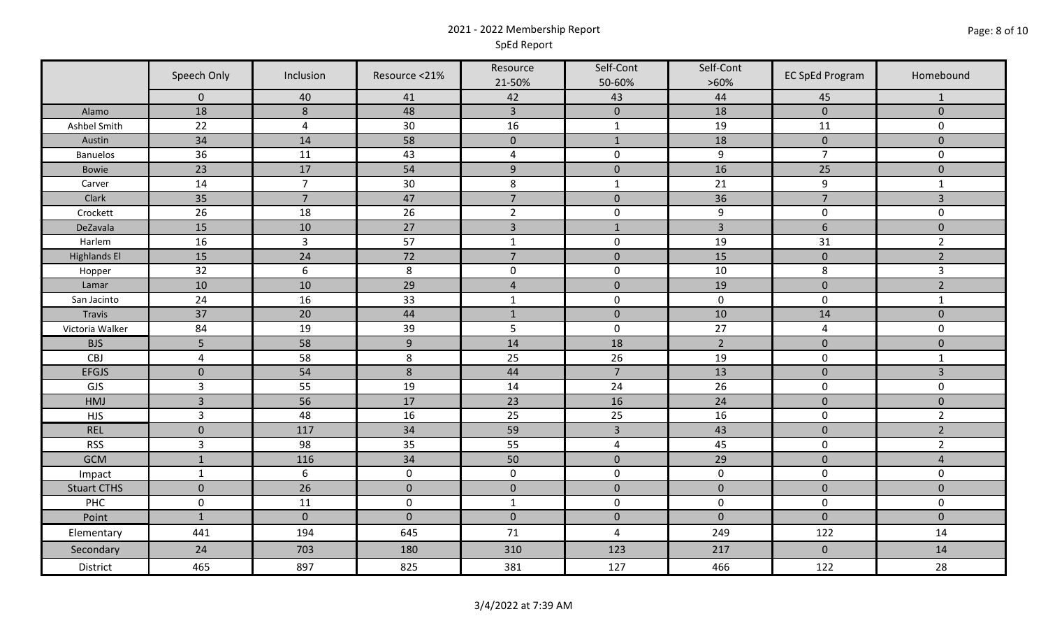# 2021 - 2022 Membership Report

## SpEd Report

| | Speech Only | Inclusion | Resource <21% | Resource 21-50% | Self-Cont 50-60% | Self-Cont >60% | EC SpEd Program | Homebound |
|---|---|---|---|---|---|---|---|---|
| | 0 | 40 | 41 | 42 | 43 | 44 | 45 | 1 |
| Alamo | 18 | 8 | 48 | 3 | 0 | 18 | 0 | 0 |
| Ashbel Smith | 22 | 4 | 30 | 16 | 1 | 19 | 11 | 0 |
| Austin | 34 | 14 | 58 | 0 | 1 | 18 | 0 | 0 |
| Banuelos | 36 | 11 | 43 | 4 | 0 | 9 | 7 | 0 |
| Bowie | 23 | 17 | 54 | 9 | 0 | 16 | 25 | 0 |
| Carver | 14 | 7 | 30 | 8 | 1 | 21 | 9 | 1 |
| Clark | 35 | 7 | 47 | 7 | 0 | 36 | 7 | 3 |
| Crockett | 26 | 18 | 26 | 2 | 0 | 9 | 0 | 0 |
| DeZavala | 15 | 10 | 27 | 3 | 1 | 3 | 6 | 0 |
| Harlem | 16 | 3 | 57 | 1 | 0 | 19 | 31 | 2 |
| Highlands El | 15 | 24 | 72 | 7 | 0 | 15 | 0 | 2 |
| Hopper | 32 | 6 | 8 | 0 | 0 | 10 | 8 | 3 |
| Lamar | 10 | 10 | 29 | 4 | 0 | 19 | 0 | 2 |
| San Jacinto | 24 | 16 | 33 | 1 | 0 | 0 | 0 | 1 |
| Travis | 37 | 20 | 44 | 1 | 0 | 10 | 14 | 0 |
| Victoria Walker | 84 | 19 | 39 | 5 | 0 | 27 | 4 | 0 |
| BJS | 5 | 58 | 9 | 14 | 18 | 2 | 0 | 0 |
| CBJ | 4 | 58 | 8 | 25 | 26 | 19 | 0 | 1 |
| EFGJS | 0 | 54 | 8 | 44 | 7 | 13 | 0 | 3 |
| GJS | 3 | 55 | 19 | 14 | 24 | 26 | 0 | 0 |
| HMJ | 3 | 56 | 17 | 23 | 16 | 24 | 0 | 0 |
| HJS | 3 | 48 | 16 | 25 | 25 | 16 | 0 | 2 |
| REL | 0 | 117 | 34 | 59 | 3 | 43 | 0 | 2 |
| RSS | 3 | 98 | 35 | 55 | 4 | 45 | 0 | 2 |
| GCM | 1 | 116 | 34 | 50 | 0 | 29 | 0 | 4 |
| Impact | 1 | 6 | 0 | 0 | 0 | 0 | 0 | 0 |
| Stuart CTHS | 0 | 26 | 0 | 0 | 0 | 0 | 0 | 0 |
| PHC | 0 | 11 | 0 | 1 | 0 | 0 | 0 | 0 |
| Point | 1 | 0 | 0 | 0 | 0 | 0 | 0 | 0 |
| Elementary | 441 | 194 | 645 | 71 | 4 | 249 | 122 | 14 |
| Secondary | 24 | 703 | 180 | 310 | 123 | 217 | 0 | 14 |
| District | 465 | 897 | 825 | 381 | 127 | 466 | 122 | 28 |

3/4/2022 at 7:39 AM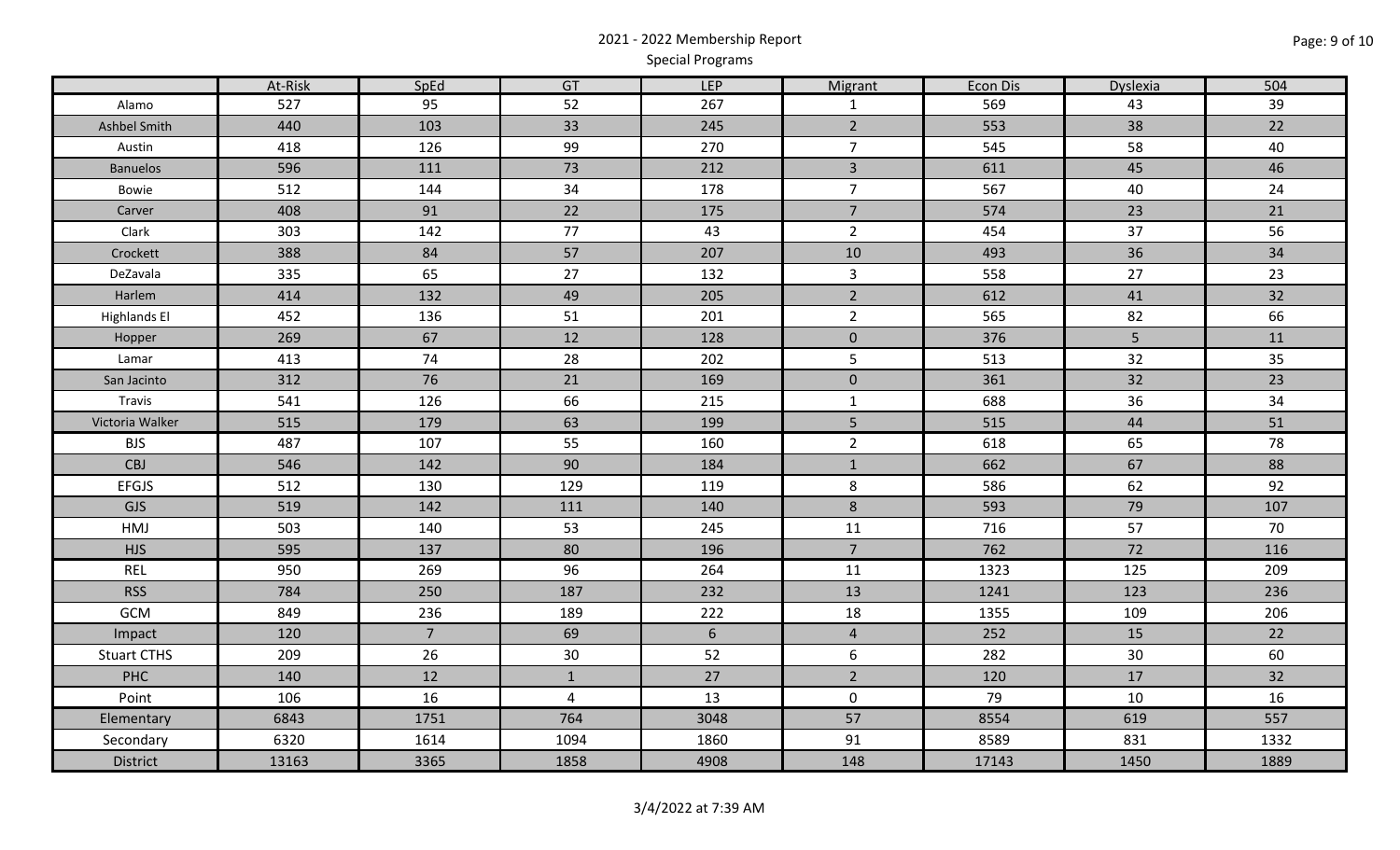# 2021 - 2022 Membership Report

## Special Programs

| | At-Risk | SpEd | GT | LEP | Migrant | Econ Dis | Dyslexia | 504 |
|---|---|---|---|---|---|---|---|---|
| Alamo | 527 | 95 | 52 | 267 | 1 | 569 | 43 | 39 |
| Ashbel Smith | 440 | 103 | 33 | 245 | 2 | 553 | 38 | 22 |
| Austin | 418 | 126 | 99 | 270 | 7 | 545 | 58 | 40 |
| Banuelos | 596 | 111 | 73 | 212 | 3 | 611 | 45 | 46 |
| Bowie | 512 | 144 | 34 | 178 | 7 | 567 | 40 | 24 |
| Carver | 408 | 91 | 22 | 175 | 7 | 574 | 23 | 21 |
| Clark | 303 | 142 | 77 | 43 | 2 | 454 | 37 | 56 |
| Crockett | 388 | 84 | 57 | 207 | 10 | 493 | 36 | 34 |
| DeZavala | 335 | 65 | 27 | 132 | 3 | 558 | 27 | 23 |
| Harlem | 414 | 132 | 49 | 205 | 2 | 612 | 41 | 32 |
| Highlands El | 452 | 136 | 51 | 201 | 2 | 565 | 82 | 66 |
| Hopper | 269 | 67 | 12 | 128 | 0 | 376 | 5 | 11 |
| Lamar | 413 | 74 | 28 | 202 | 5 | 513 | 32 | 35 |
| San Jacinto | 312 | 76 | 21 | 169 | 0 | 361 | 32 | 23 |
| Travis | 541 | 126 | 66 | 215 | 1 | 688 | 36 | 34 |
| Victoria Walker | 515 | 179 | 63 | 199 | 5 | 515 | 44 | 51 |
| BJS | 487 | 107 | 55 | 160 | 2 | 618 | 65 | 78 |
| CBJ | 546 | 142 | 90 | 184 | 1 | 662 | 67 | 88 |
| EFGJS | 512 | 130 | 129 | 119 | 8 | 586 | 62 | 92 |
| GJS | 519 | 142 | 111 | 140 | 8 | 593 | 79 | 107 |
| HMJ | 503 | 140 | 53 | 245 | 11 | 716 | 57 | 70 |
| HJS | 595 | 137 | 80 | 196 | 7 | 762 | 72 | 116 |
| REL | 950 | 269 | 96 | 264 | 11 | 1323 | 125 | 209 |
| RSS | 784 | 250 | 187 | 232 | 13 | 1241 | 123 | 236 |
| GCM | 849 | 236 | 189 | 222 | 18 | 1355 | 109 | 206 |
| Impact | 120 | 7 | 69 | 6 | 4 | 252 | 15 | 22 |
| Stuart CTHS | 209 | 26 | 30 | 52 | 6 | 282 | 30 | 60 |
| PHC | 140 | 12 | 1 | 27 | 2 | 120 | 17 | 32 |
| Point | 106 | 16 | 4 | 13 | 0 | 79 | 10 | 16 |
| Elementary | 6843 | 1751 | 764 | 3048 | 57 | 8554 | 619 | 557 |
| Secondary | 6320 | 1614 | 1094 | 1860 | 91 | 8589 | 831 | 1332 |
| District | 13163 | 3365 | 1858 | 4908 | 148 | 17143 | 1450 | 1889 |

3/4/2022 at 7:39 AM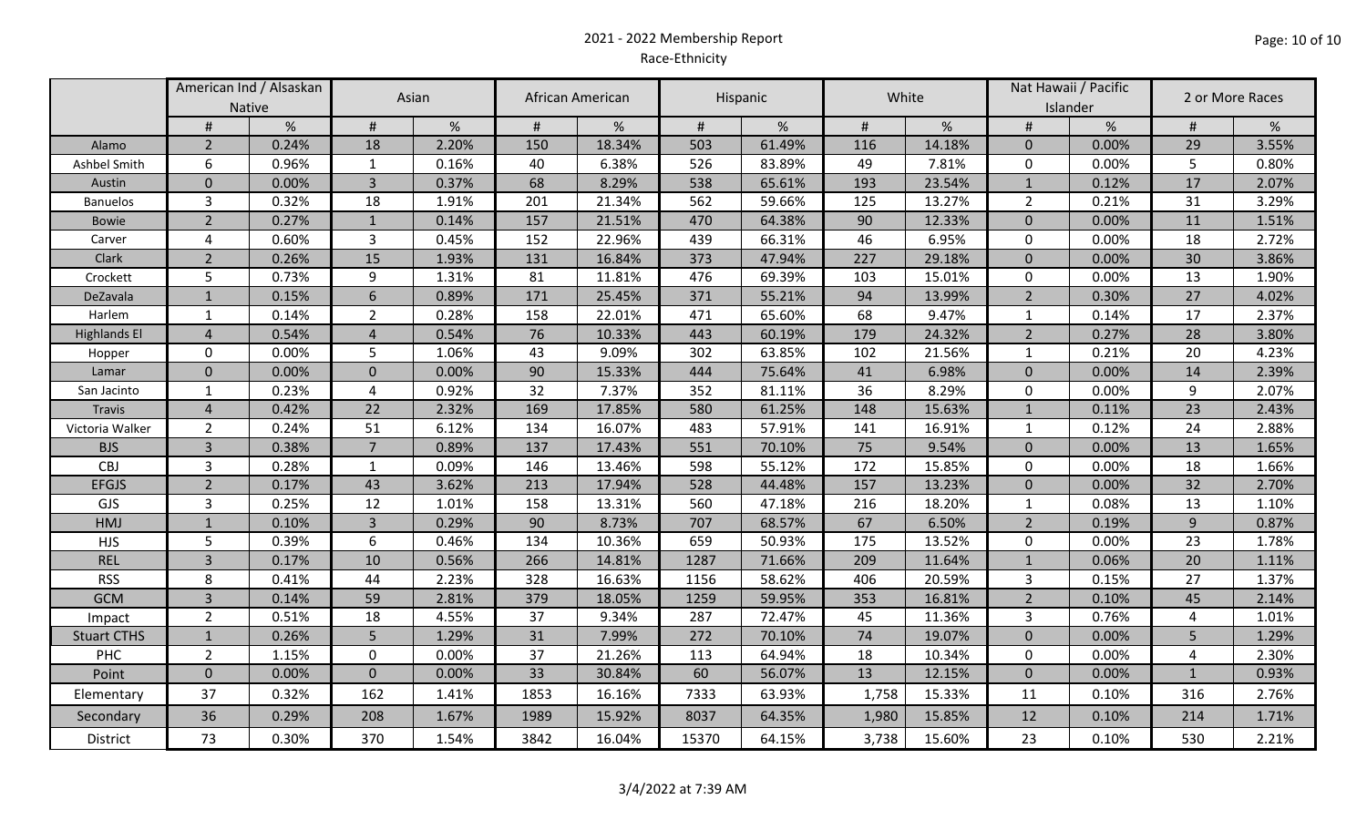# 2021 - 2022 Membership Report

## Race-Ethnicity

| | American Ind / Alsaskan Native | | Asian | | African American | | Hispanic | | White | | Nat Hawaii / Pacific Islander | | 2 or More Races | |
|---|---|---|---|---|---|---|---|---|---|---|---|---|---|---|
| | # | % | # | % | # | % | # | % | # | % | # | % | # | % |
| Alamo | 2 | 0.24% | 18 | 2.20% | 150 | 18.34% | 503 | 61.49% | 116 | 14.18% | 0 | 0.00% | 29 | 3.55% |
| Ashbel Smith | 6 | 0.96% | 1 | 0.16% | 40 | 6.38% | 526 | 83.89% | 49 | 7.81% | 0 | 0.00% | 5 | 0.80% |
| Austin | 0 | 0.00% | 3 | 0.37% | 68 | 8.29% | 538 | 65.61% | 193 | 23.54% | 1 | 0.12% | 17 | 2.07% |
| Banuelos | 3 | 0.32% | 18 | 1.91% | 201 | 21.34% | 562 | 59.66% | 125 | 13.27% | 2 | 0.21% | 31 | 3.29% |
| Bowie | 2 | 0.27% | 1 | 0.14% | 157 | 21.51% | 470 | 64.38% | 90 | 12.33% | 0 | 0.00% | 11 | 1.51% |
| Carver | 4 | 0.60% | 3 | 0.45% | 152 | 22.96% | 439 | 66.31% | 46 | 6.95% | 0 | 0.00% | 18 | 2.72% |
| Clark | 2 | 0.26% | 15 | 1.93% | 131 | 16.84% | 373 | 47.94% | 227 | 29.18% | 0 | 0.00% | 30 | 3.86% |
| Crockett | 5 | 0.73% | 9 | 1.31% | 81 | 11.81% | 476 | 69.39% | 103 | 15.01% | 0 | 0.00% | 13 | 1.90% |
| DeZavala | 1 | 0.15% | 6 | 0.89% | 171 | 25.45% | 371 | 55.21% | 94 | 13.99% | 2 | 0.30% | 27 | 4.02% |
| Harlem | 1 | 0.14% | 2 | 0.28% | 158 | 22.01% | 471 | 65.60% | 68 | 9.47% | 1 | 0.14% | 17 | 2.37% |
| Highlands El | 4 | 0.54% | 4 | 0.54% | 76 | 10.33% | 443 | 60.19% | 179 | 24.32% | 2 | 0.27% | 28 | 3.80% |
| Hopper | 0 | 0.00% | 5 | 1.06% | 43 | 9.09% | 302 | 63.85% | 102 | 21.56% | 1 | 0.21% | 20 | 4.23% |
| Lamar | 0 | 0.00% | 0 | 0.00% | 90 | 15.33% | 444 | 75.64% | 41 | 6.98% | 0 | 0.00% | 14 | 2.39% |
| San Jacinto | 1 | 0.23% | 4 | 0.92% | 32 | 7.37% | 352 | 81.11% | 36 | 8.29% | 0 | 0.00% | 9 | 2.07% |
| Travis | 4 | 0.42% | 22 | 2.32% | 169 | 17.85% | 580 | 61.25% | 148 | 15.63% | 1 | 0.11% | 23 | 2.43% |
| Victoria Walker | 2 | 0.24% | 51 | 6.12% | 134 | 16.07% | 483 | 57.91% | 141 | 16.91% | 1 | 0.12% | 24 | 2.88% |
| BJS | 3 | 0.38% | 7 | 0.89% | 137 | 17.43% | 551 | 70.10% | 75 | 9.54% | 0 | 0.00% | 13 | 1.65% |
| CBJ | 3 | 0.28% | 1 | 0.09% | 146 | 13.46% | 598 | 55.12% | 172 | 15.85% | 0 | 0.00% | 18 | 1.66% |
| EFGJS | 2 | 0.17% | 43 | 3.62% | 213 | 17.94% | 528 | 44.48% | 157 | 13.23% | 0 | 0.00% | 32 | 2.70% |
| GJS | 3 | 0.25% | 12 | 1.01% | 158 | 13.31% | 560 | 47.18% | 216 | 18.20% | 1 | 0.08% | 13 | 1.10% |
| HMJ | 1 | 0.10% | 3 | 0.29% | 90 | 8.73% | 707 | 68.57% | 67 | 6.50% | 2 | 0.19% | 9 | 0.87% |
| HJS | 5 | 0.39% | 6 | 0.46% | 134 | 10.36% | 659 | 50.93% | 175 | 13.52% | 0 | 0.00% | 23 | 1.78% |
| REL | 3 | 0.17% | 10 | 0.56% | 266 | 14.81% | 1287 | 71.66% | 209 | 11.64% | 1 | 0.06% | 20 | 1.11% |
| RSS | 8 | 0.41% | 44 | 2.23% | 328 | 16.63% | 1156 | 58.62% | 406 | 20.59% | 3 | 0.15% | 27 | 1.37% |
| GCM | 3 | 0.14% | 59 | 2.81% | 379 | 18.05% | 1259 | 59.95% | 353 | 16.81% | 2 | 0.10% | 45 | 2.14% |
| Impact | 2 | 0.51% | 18 | 4.55% | 37 | 9.34% | 287 | 72.47% | 45 | 11.36% | 3 | 0.76% | 4 | 1.01% |
| Stuart CTHS | 1 | 0.26% | 5 | 1.29% | 31 | 7.99% | 272 | 70.10% | 74 | 19.07% | 0 | 0.00% | 5 | 1.29% |
| PHC | 2 | 1.15% | 0 | 0.00% | 37 | 21.26% | 113 | 64.94% | 18 | 10.34% | 0 | 0.00% | 4 | 2.30% |
| Point | 0 | 0.00% | 0 | 0.00% | 33 | 30.84% | 60 | 56.07% | 13 | 12.15% | 0 | 0.00% | 1 | 0.93% |
| Elementary | 37 | 0.32% | 162 | 1.41% | 1853 | 16.16% | 7333 | 63.93% | 1,758 | 15.33% | 11 | 0.10% | 316 | 2.76% |
| Secondary | 36 | 0.29% | 208 | 1.67% | 1989 | 15.92% | 8037 | 64.35% | 1,980 | 15.85% | 12 | 0.10% | 214 | 1.71% |
| District | 73 | 0.30% | 370 | 1.54% | 3842 | 16.04% | 15370 | 64.15% | 3,738 | 15.60% | 23 | 0.10% | 530 | 2.21% |

3/4/2022 at 7:39 AM